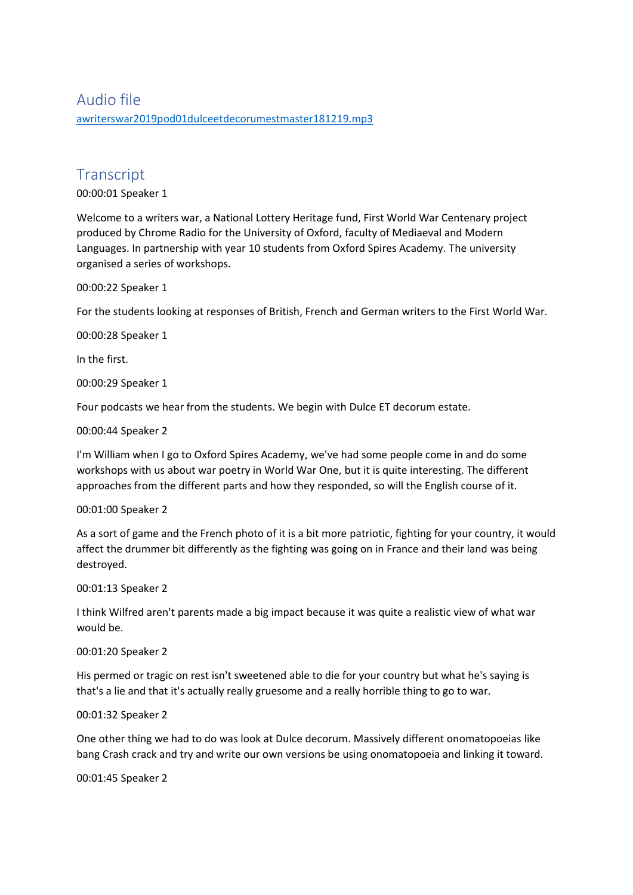## Audio file

awriterswar2019pod01dulceetdecorumestmaster181219.mp3

## Transcript

00:00:01 Speaker 1

Welcome to a writers war, a National Lottery Heritage fund, First World War Centenary project produced by Chrome Radio for the University of Oxford, faculty of Mediaeval and Modern Languages. In partnership with year 10 students from Oxford Spires Academy. The university organised a series of workshops.

00:00:22 Speaker 1

For the students looking at responses of British, French and German writers to the First World War.

00:00:28 Speaker 1

In the first.

00:00:29 Speaker 1

Four podcasts we hear from the students. We begin with Dulce ET decorum estate.

00:00:44 Speaker 2

I'm William when I go to Oxford Spires Academy, we've had some people come in and do some workshops with us about war poetry in World War One, but it is quite interesting. The different approaches from the different parts and how they responded, so will the English course of it.

00:01:00 Speaker 2

As a sort of game and the French photo of it is a bit more patriotic, fighting for your country, it would affect the drummer bit differently as the fighting was going on in France and their land was being destroyed.

00:01:13 Speaker 2

I think Wilfred aren't parents made a big impact because it was quite a realistic view of what war would be.

00:01:20 Speaker 2

His permed or tragic on rest isn't sweetened able to die for your country but what he's saying is that's a lie and that it's actually really gruesome and a really horrible thing to go to war.

00:01:32 Speaker 2

One other thing we had to do was look at Dulce decorum. Massively different onomatopoeias like bang Crash crack and try and write our own versions be using onomatopoeia and linking it toward.

00:01:45 Speaker 2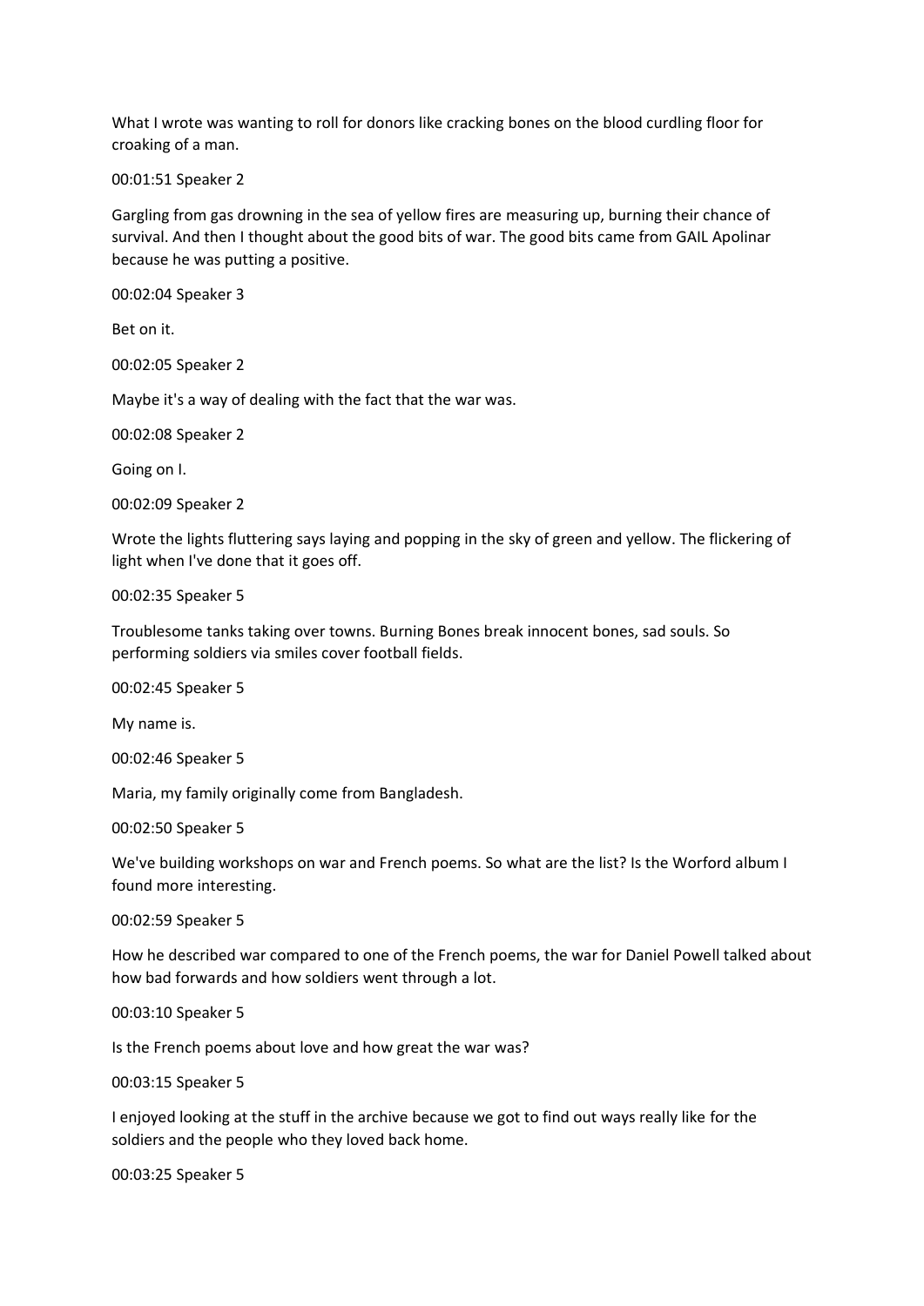What I wrote was wanting to roll for donors like cracking bones on the blood curdling floor for croaking of a man.

00:01:51 Speaker 2

Gargling from gas drowning in the sea of yellow fires are measuring up, burning their chance of survival. And then I thought about the good bits of war. The good bits came from GAIL Apolinar because he was putting a positive.

00:02:04 Speaker 3

Bet on it.

00:02:05 Speaker 2

Maybe it's a way of dealing with the fact that the war was.

00:02:08 Speaker 2

Going on I.

00:02:09 Speaker 2

Wrote the lights fluttering says laying and popping in the sky of green and yellow. The flickering of light when I've done that it goes off.

00:02:35 Speaker 5

Troublesome tanks taking over towns. Burning Bones break innocent bones, sad souls. So performing soldiers via smiles cover football fields.

00:02:45 Speaker 5

My name is.

00:02:46 Speaker 5

Maria, my family originally come from Bangladesh.

00:02:50 Speaker 5

We've building workshops on war and French poems. So what are the list? Is the Worford album I found more interesting.

00:02:59 Speaker 5

How he described war compared to one of the French poems, the war for Daniel Powell talked about how bad forwards and how soldiers went through a lot.

00:03:10 Speaker 5

Is the French poems about love and how great the war was?

00:03:15 Speaker 5

I enjoyed looking at the stuff in the archive because we got to find out ways really like for the soldiers and the people who they loved back home.

00:03:25 Speaker 5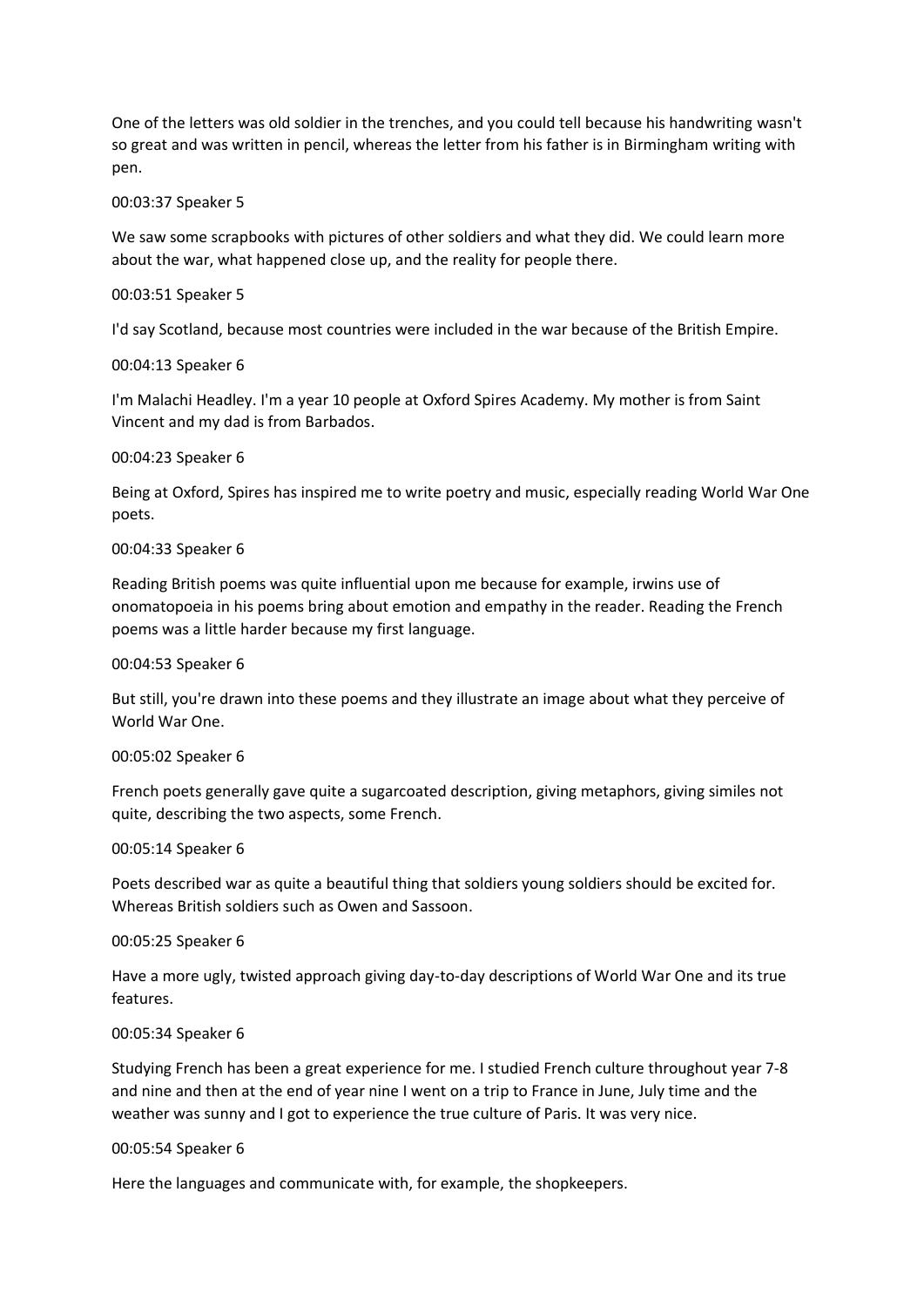One of the letters was old soldier in the trenches, and you could tell because his handwriting wasn't so great and was written in pencil, whereas the letter from his father is in Birmingham writing with pen.

00:03:37 Speaker 5

We saw some scrapbooks with pictures of other soldiers and what they did. We could learn more about the war, what happened close up, and the reality for people there.

00:03:51 Speaker 5

I'd say Scotland, because most countries were included in the war because of the British Empire.

00:04:13 Speaker 6

I'm Malachi Headley. I'm a year 10 people at Oxford Spires Academy. My mother is from Saint Vincent and my dad is from Barbados.

00:04:23 Speaker 6

Being at Oxford, Spires has inspired me to write poetry and music, especially reading World War One poets.

00:04:33 Speaker 6

Reading British poems was quite influential upon me because for example, irwins use of onomatopoeia in his poems bring about emotion and empathy in the reader. Reading the French poems was a little harder because my first language.

00:04:53 Speaker 6

But still, you're drawn into these poems and they illustrate an image about what they perceive of World War One.

00:05:02 Speaker 6

French poets generally gave quite a sugarcoated description, giving metaphors, giving similes not quite, describing the two aspects, some French.

00:05:14 Speaker 6

Poets described war as quite a beautiful thing that soldiers young soldiers should be excited for. Whereas British soldiers such as Owen and Sassoon.

00:05:25 Speaker 6

Have a more ugly, twisted approach giving day-to-day descriptions of World War One and its true features.

00:05:34 Speaker 6

Studying French has been a great experience for me. I studied French culture throughout year 7-8 and nine and then at the end of year nine I went on a trip to France in June, July time and the weather was sunny and I got to experience the true culture of Paris. It was very nice.

00:05:54 Speaker 6

Here the languages and communicate with, for example, the shopkeepers.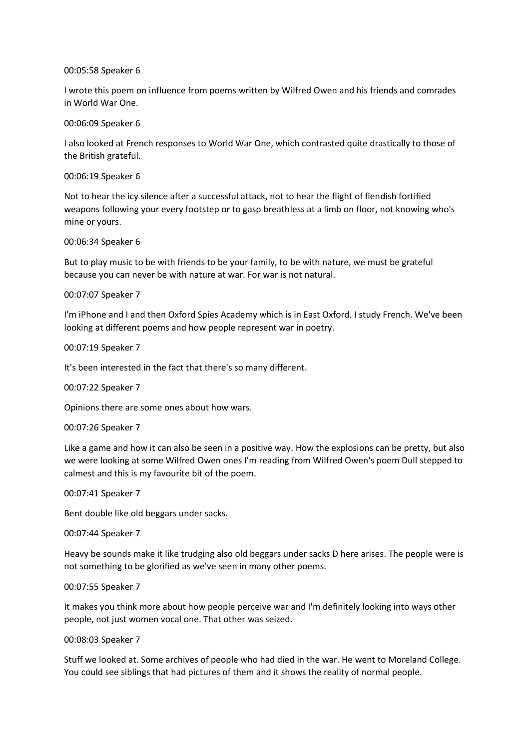00:05:58 Speaker 6

I wrote this poem on influence from poems written by Wilfred Owen and his friends and comrades in World War One.

00:06:09 Speaker 6

I also looked at French responses to World War One, which contrasted quite drastically to those of the British grateful.

00:06:19 Speaker 6

Not to hear the icy silence after a successful attack, not to hear the flight of fiendish fortified weapons following your every footstep or to gasp breathless at a limb on floor, not knowing who's mine or yours.

00:06:34 Speaker 6

But to play music to be with friends to be your family, to be with nature, we must be grateful because you can never be with nature at war. For war is not natural.

00:07:07 Speaker 7

I'm iPhone and I and then Oxford Spies Academy which is in East Oxford. I study French. We've been looking at different poems and how people represent war in poetry.

00:07:19 Speaker 7

It's been interested in the fact that there's so many different.

00:07:22 Speaker 7

Opinions there are some ones about how wars.

00:07:26 Speaker 7

Like a game and how it can also be seen in a positive way. How the explosions can be pretty, but also we were looking at some Wilfred Owen ones I'm reading from Wilfred Owen's poem Dull stepped to calmest and this is my favourite bit of the poem.

00:07:41 Speaker 7

Bent double like old beggars under sacks.

00:07:44 Speaker 7

Heavy be sounds make it like trudging also old beggars under sacks D here arises. The people were is not something to be glorified as we've seen in many other poems.

00:07:55 Speaker 7

It makes you think more about how people perceive war and I'm definitely looking into ways other people, not just women vocal one. That other was seized.

00:08:03 Speaker 7

Stuff we looked at. Some archives of people who had died in the war. He went to Moreland College. You could see siblings that had pictures of them and it shows the reality of normal people.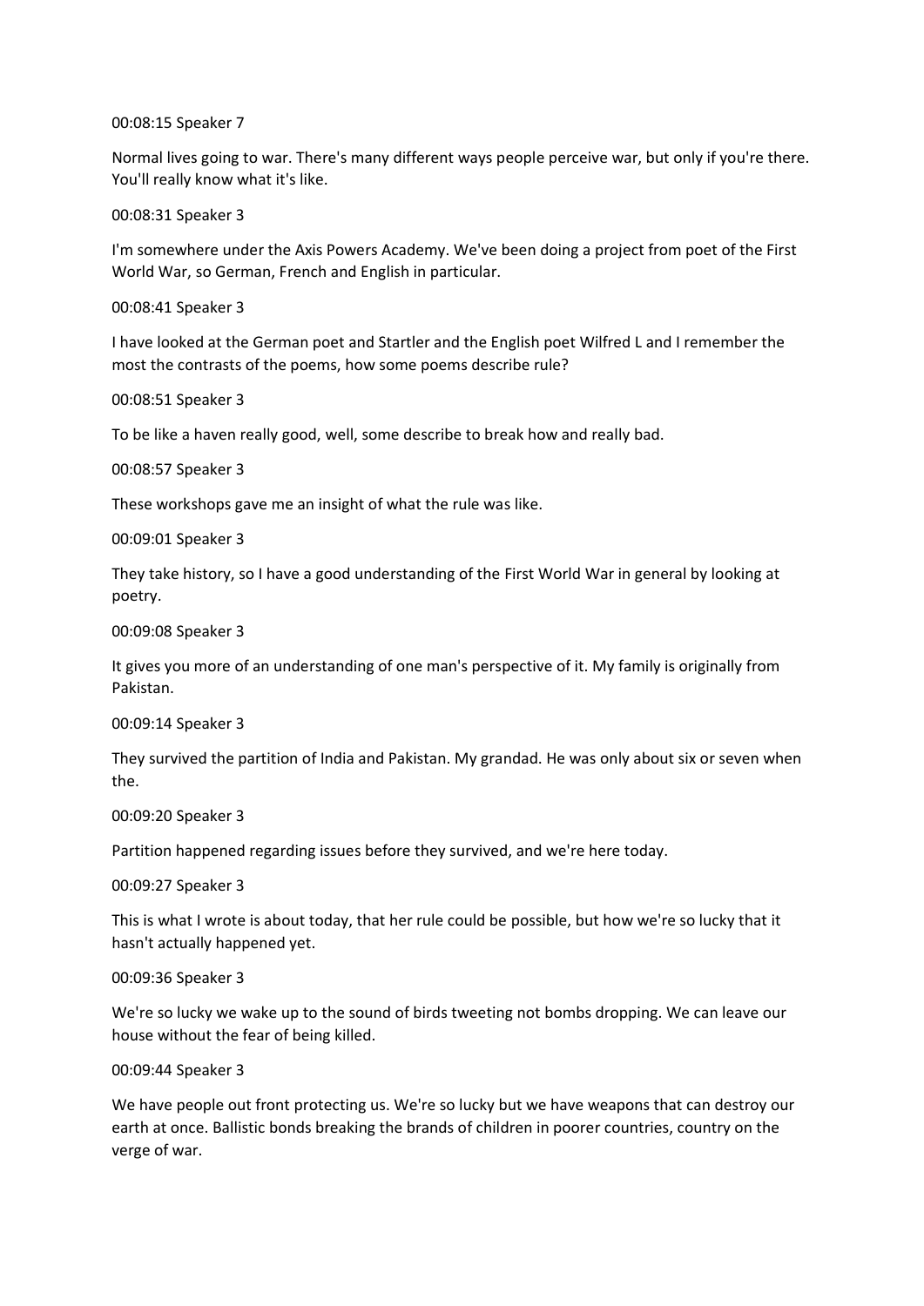00:08:15 Speaker 7

Normal lives going to war. There's many different ways people perceive war, but only if you're there. You'll really know what it's like.

00:08:31 Speaker 3

I'm somewhere under the Axis Powers Academy. We've been doing a project from poet of the First World War, so German, French and English in particular.

00:08:41 Speaker 3

I have looked at the German poet and Startler and the English poet Wilfred L and I remember the most the contrasts of the poems, how some poems describe rule?

00:08:51 Speaker 3

To be like a haven really good, well, some describe to break how and really bad.

00:08:57 Speaker 3

These workshops gave me an insight of what the rule was like.

00:09:01 Speaker 3

They take history, so I have a good understanding of the First World War in general by looking at poetry.

00:09:08 Speaker 3

It gives you more of an understanding of one man's perspective of it. My family is originally from Pakistan.

00:09:14 Speaker 3

They survived the partition of India and Pakistan. My grandad. He was only about six or seven when the.

00:09:20 Speaker 3

Partition happened regarding issues before they survived, and we're here today.

00:09:27 Speaker 3

This is what I wrote is about today, that her rule could be possible, but how we're so lucky that it hasn't actually happened yet.

00:09:36 Speaker 3

We're so lucky we wake up to the sound of birds tweeting not bombs dropping. We can leave our house without the fear of being killed.

00:09:44 Speaker 3

We have people out front protecting us. We're so lucky but we have weapons that can destroy our earth at once. Ballistic bonds breaking the brands of children in poorer countries, country on the verge of war.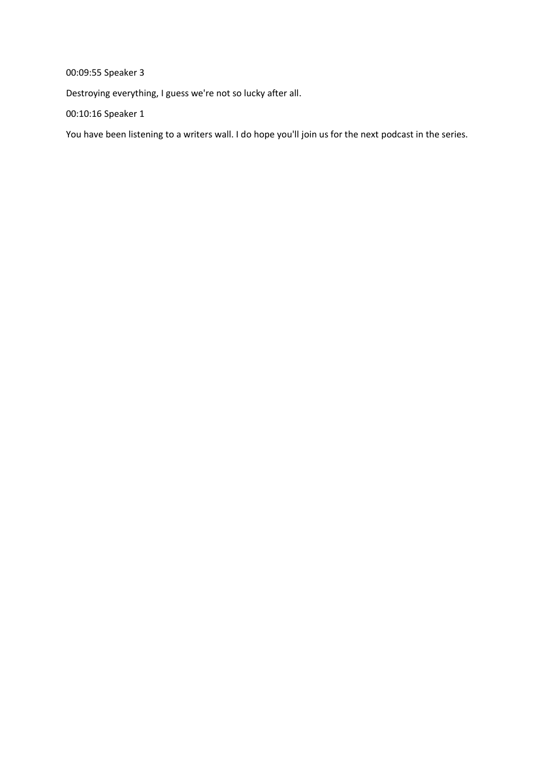00:09:55 Speaker 3

Destroying everything, I guess we're not so lucky after all.

00:10:16 Speaker 1

You have been listening to a writers wall. I do hope you'll join us for the next podcast in the series.